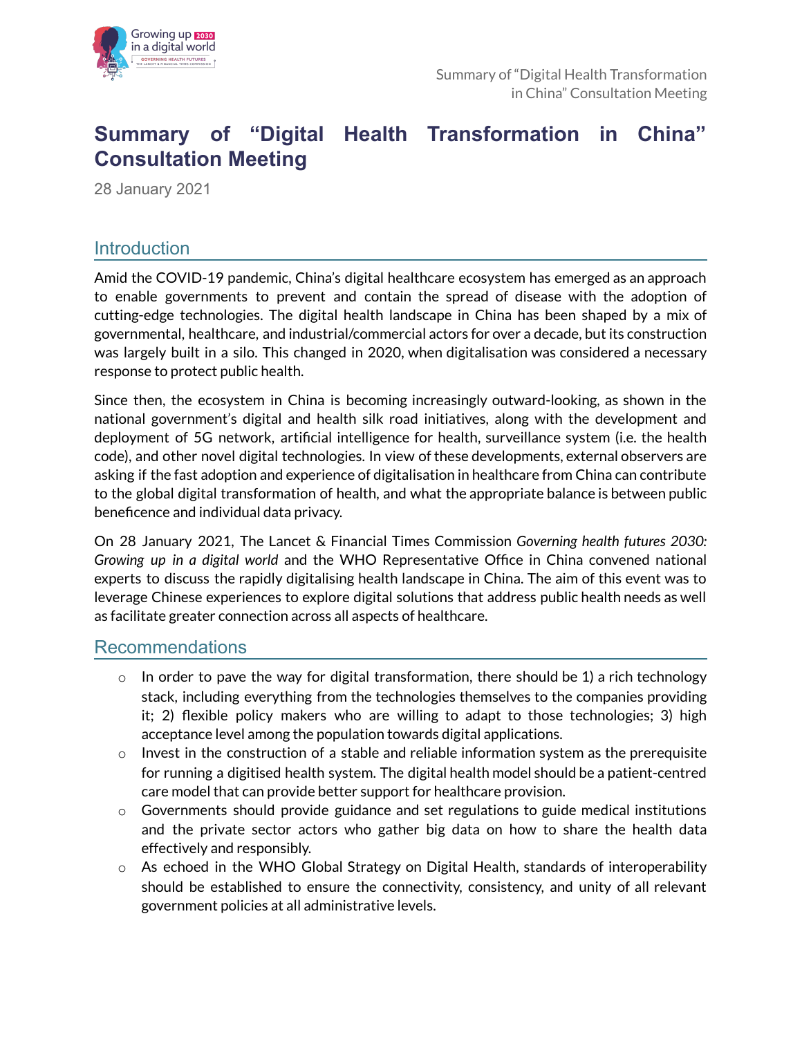# Summary of "Digital Health Transformation in China" Consultation Meeting

28 January 2021

## Introduction

Amid the COVID-19 pandemic, China's digital healthcare ecosystem has emerged as an approach to enable governments to prevent and contain the spread of disease with the adoption of cutting-edge technologies. The digital health landscape in China has been shaped by a mix of governmental, healthcare, and industrial/commercial actors for over a decade, but its construction was largely built in a silo. This changed in 2020, when digitalisation was considered a necessary response to protect public health.

Since then, the ecosystem in China is becoming increasingly outward-looking, as shown in the national government's digital and health silk road initiatives, along with the development and deployment of 5G network, artificial intelligence for health, surveillance system (i.e. the health code), and other novel digital technologies. In view of these developments, external observers are asking if the fast adoption and experience of digitalisation in healthcare from China can contribute to the global digital transformation of health, and what the appropriate balance is between public beneficence and individual data privacy.

On 28 January 2021, The Lancet & Financial Times Commission *Governing health futures 2030: Growing up in a digital world* and the WHO Representative Office in China convened national experts to discuss the rapidly digitalising health landscape in China. The aim of this event was to leverage Chinese experiences to explore digital solutions that address public health needs as well as facilitate greater connection across all aspects of healthcare.

## Recommendations

- In order to pave the way for digital transformation, there should be 1) a rich technology stack, including everything from the technologies themselves to the companies providing it; 2) flexible policy makers who are willing to adapt to those technologies; 3) high acceptance level among the population towards digital applications.
- Invest in the construction of a stable and reliable information system as the prerequisite for running a digitised health system. The digital health model should be a patient-centred care model that can provide better support for healthcare provision.
- Governments should provide guidance and set regulations to guide medical institutions and the private sector actors who gather big data on how to share the health data effectively and responsibly.
- As echoed in the WHO Global Strategy on Digital Health, standards of interoperability should be established to ensure the connectivity, consistency, and unity of all relevant government policies at all administrative levels.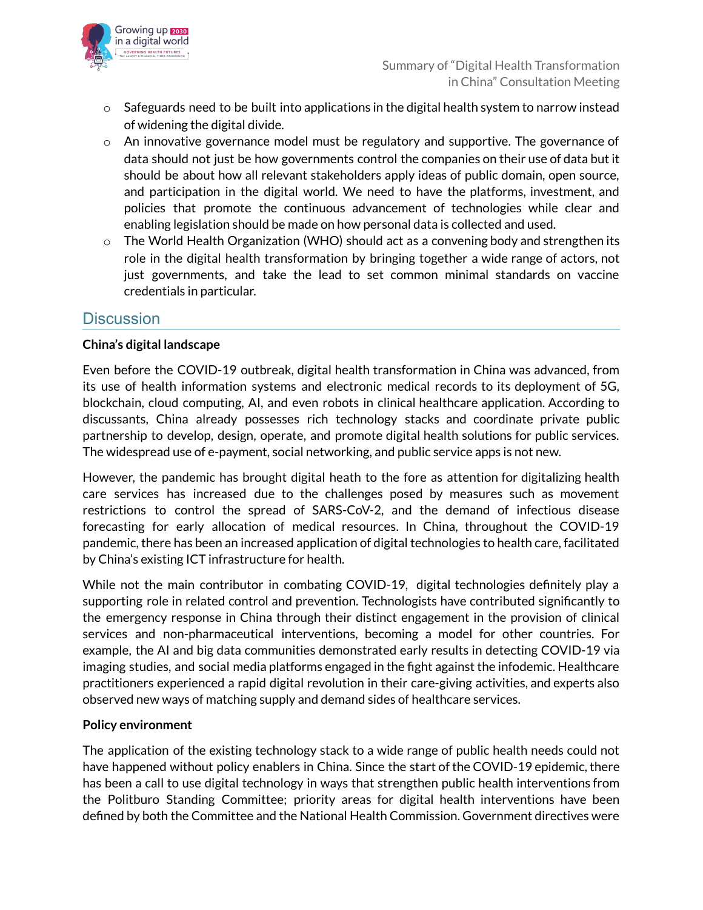- Safeguards need to be built into applications in the digital health system to narrow instead of widening the digital divide.
- An innovative governance model must be regulatory and supportive. The governance of data should not just be how governments control the companies on their use of data but it should be about how all relevant stakeholders apply ideas of public domain, open source, and participation in the digital world. We need to have the platforms, investment, and policies that promote the continuous advancement of technologies while clear and enabling legislation should be made on how personal data is collected and used.
- The World Health Organization (WHO) should act as a convening body and strengthen its role in the digital health transformation by bringing together a wide range of actors, not just governments, and take the lead to set common minimal standards on vaccine credentials in particular.

## Discussion

**China's digital landscape**

Even before the COVID-19 outbreak, digital health transformation in China was advanced, from its use of health information systems and electronic medical records to its deployment of 5G, blockchain, cloud computing, AI, and even robots in clinical healthcare application. According to discussants, China already possesses rich technology stacks and coordinate private public partnership to develop, design, operate, and promote digital health solutions for public services. The widespread use of e-payment, social networking, and public service apps is not new.

However, the pandemic has brought digital heath to the fore as attention for digitalizing health care services has increased due to the challenges posed by measures such as movement restrictions to control the spread of SARS-CoV-2, and the demand of infectious disease forecasting for early allocation of medical resources. In China, throughout the COVID-19 pandemic, there has been an increased application of digital technologies to health care, facilitated by China's existing ICT infrastructure for health.

While not the main contributor in combating COVID-19, digital technologies definitely play a supporting role in related control and prevention. Technologists have contributed significantly to the emergency response in China through their distinct engagement in the provision of clinical services and non-pharmaceutical interventions, becoming a model for other countries. For example, the AI and big data communities demonstrated early results in detecting COVID-19 via imaging studies, and social media platforms engaged in the fight against the infodemic. Healthcare practitioners experienced a rapid digital revolution in their care-giving activities, and experts also observed new ways of matching supply and demand sides of healthcare services.

**Policy environment**

The application of the existing technology stack to a wide range of public health needs could not have happened without policy enablers in China. Since the start of the COVID-19 epidemic, there has been a call to use digital technology in ways that strengthen public health interventions from the Politburo Standing Committee; priority areas for digital health interventions have been defined by both the Committee and the National Health Commission. Government directives were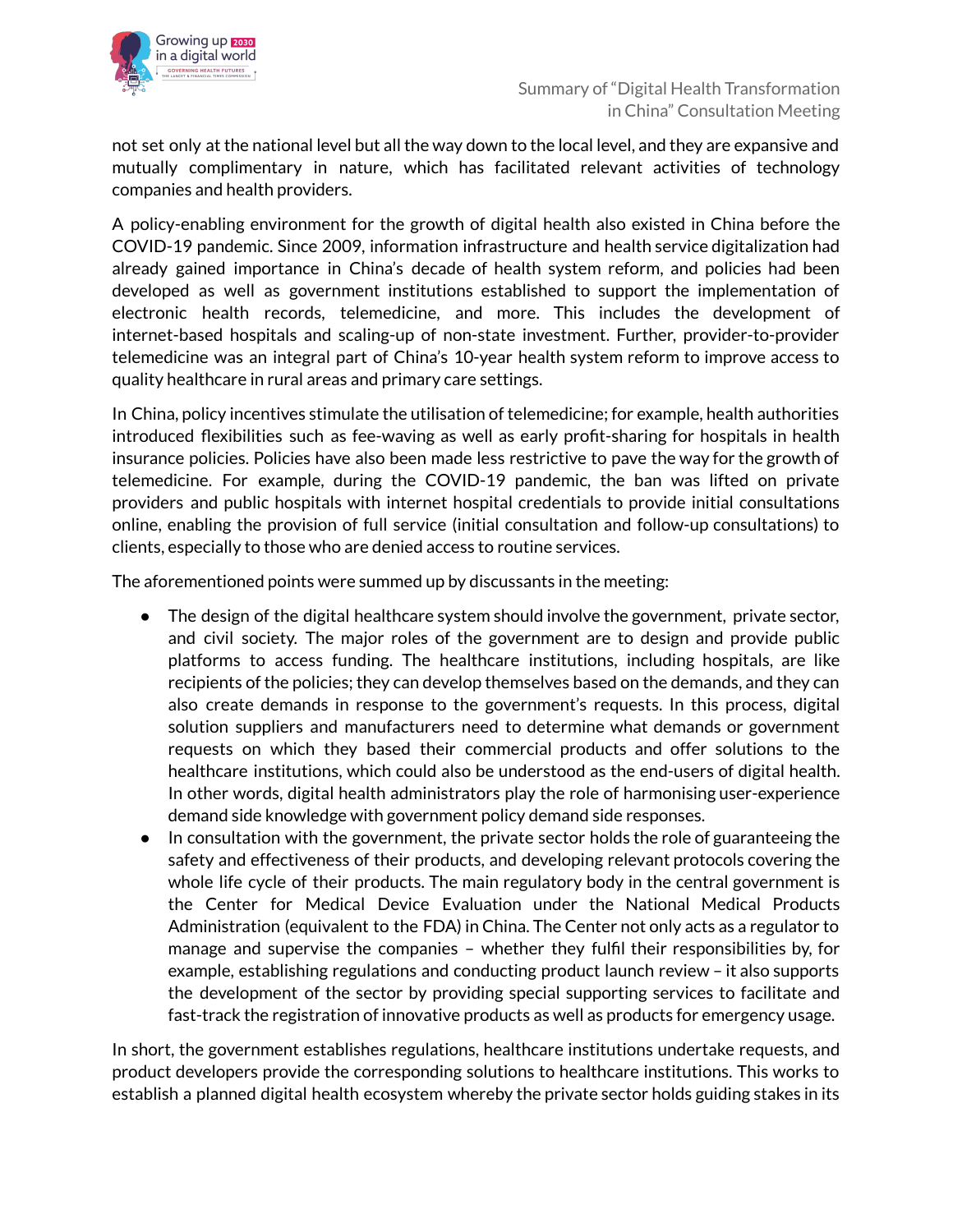not set only at the national level but all the way down to the local level, and they are expansive and mutually complimentary in nature, which has facilitated relevant activities of technology companies and health providers.

A policy-enabling environment for the growth of digital health also existed in China before the COVID-19 pandemic. Since 2009, information infrastructure and health service digitalization had already gained importance in China's decade of health system reform, and policies had been developed as well as government institutions established to support the implementation of electronic health records, telemedicine, and more. This includes the development of internet-based hospitals and scaling-up of non-state investment. Further, provider-to-provider telemedicine was an integral part of China's 10-year health system reform to improve access to quality healthcare in rural areas and primary care settings.

In China, policy incentives stimulate the utilisation of telemedicine; for example, health authorities introduced flexibilities such as fee-waving as well as early profit-sharing for hospitals in health insurance policies. Policies have also been made less restrictive to pave the way for the growth of telemedicine. For example, during the COVID-19 pandemic, the ban was lifted on private providers and public hospitals with internet hospital credentials to provide initial consultations online, enabling the provision of full service (initial consultation and follow-up consultations) to clients, especially to those who are denied access to routine services.

The aforementioned points were summed up by discussants in the meeting:

- The design of the digital healthcare system should involve the government, private sector, and civil society. The major roles of the government are to design and provide public platforms to access funding. The healthcare institutions, including hospitals, are like recipients of the policies; they can develop themselves based on the demands, and they can also create demands in response to the government's requests. In this process, digital solution suppliers and manufacturers need to determine what demands or government requests on which they based their commercial products and offer solutions to the healthcare institutions, which could also be understood as the end-users of digital health. In other words, digital health administrators play the role of harmonising user-experience demand side knowledge with government policy demand side responses.
- In consultation with the government, the private sector holds the role of guaranteeing the safety and effectiveness of their products, and developing relevant protocols covering the whole life cycle of their products. The main regulatory body in the central government is the Center for Medical Device Evaluation under the National Medical Products Administration (equivalent to the FDA) in China. The Center not only acts as a regulator to manage and supervise the companies – whether they fulfil their responsibilities by, for example, establishing regulations and conducting product launch review – it also supports the development of the sector by providing special supporting services to facilitate and fast-track the registration of innovative products as well as products for emergency usage.

In short, the government establishes regulations, healthcare institutions undertake requests, and product developers provide the corresponding solutions to healthcare institutions. This works to establish a planned digital health ecosystem whereby the private sector holds guiding stakes in its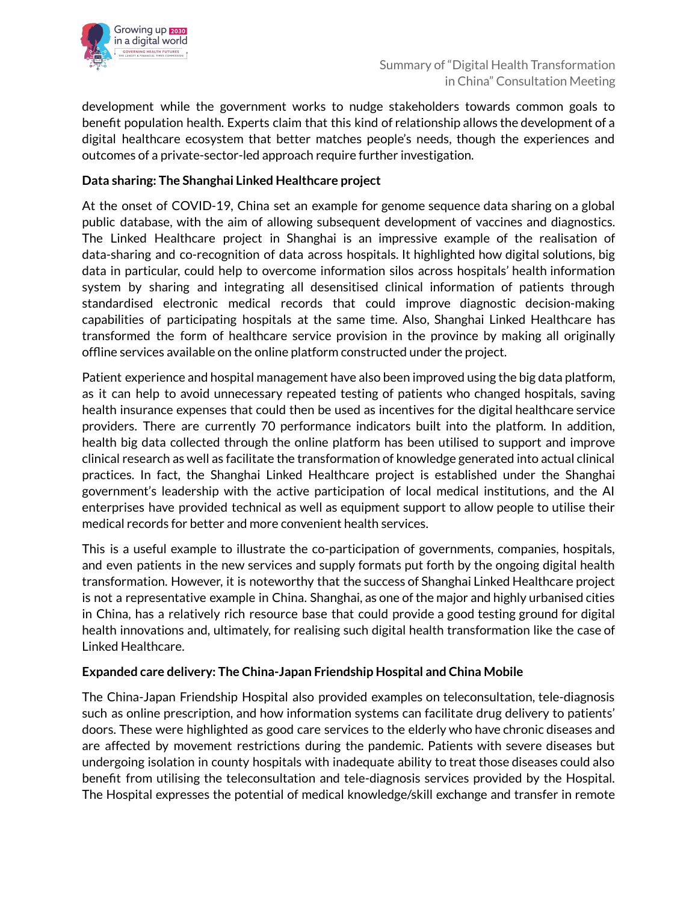development while the government works to nudge stakeholders towards common goals to benefit population health. Experts claim that this kind of relationship allows the development of a digital healthcare ecosystem that better matches people's needs, though the experiences and outcomes of a private-sector-led approach require further investigation.

**Data sharing: The Shanghai Linked Healthcare project**

At the onset of COVID-19, China set an example for genome sequence data sharing on a global public database, with the aim of allowing subsequent development of vaccines and diagnostics. The Linked Healthcare project in Shanghai is an impressive example of the realisation of data-sharing and co-recognition of data across hospitals. It highlighted how digital solutions, big data in particular, could help to overcome information silos across hospitals' health information system by sharing and integrating all desensitised clinical information of patients through standardised electronic medical records that could improve diagnostic decision-making capabilities of participating hospitals at the same time. Also, Shanghai Linked Healthcare has transformed the form of healthcare service provision in the province by making all originally offline services available on the online platform constructed under the project.

Patient experience and hospital management have also been improved using the big data platform, as it can help to avoid unnecessary repeated testing of patients who changed hospitals, saving health insurance expenses that could then be used as incentives for the digital healthcare service providers. There are currently 70 performance indicators built into the platform. In addition, health big data collected through the online platform has been utilised to support and improve clinical research as well as facilitate the transformation of knowledge generated into actual clinical practices. In fact, the Shanghai Linked Healthcare project is established under the Shanghai government's leadership with the active participation of local medical institutions, and the AI enterprises have provided technical as well as equipment support to allow people to utilise their medical records for better and more convenient health services.

This is a useful example to illustrate the co-participation of governments, companies, hospitals, and even patients in the new services and supply formats put forth by the ongoing digital health transformation. However, it is noteworthy that the success of Shanghai Linked Healthcare project is not a representative example in China. Shanghai, as one of the major and highly urbanised cities in China, has a relatively rich resource base that could provide a good testing ground for digital health innovations and, ultimately, for realising such digital health transformation like the case of Linked Healthcare.

**Expanded care delivery: The China-Japan Friendship Hospital and China Mobile**

The China-Japan Friendship Hospital also provided examples on teleconsultation, tele-diagnosis such as online prescription, and how information systems can facilitate drug delivery to patients' doors. These were highlighted as good care services to the elderly who have chronic diseases and are affected by movement restrictions during the pandemic. Patients with severe diseases but undergoing isolation in county hospitals with inadequate ability to treat those diseases could also benefit from utilising the teleconsultation and tele-diagnosis services provided by the Hospital. The Hospital expresses the potential of medical knowledge/skill exchange and transfer in remote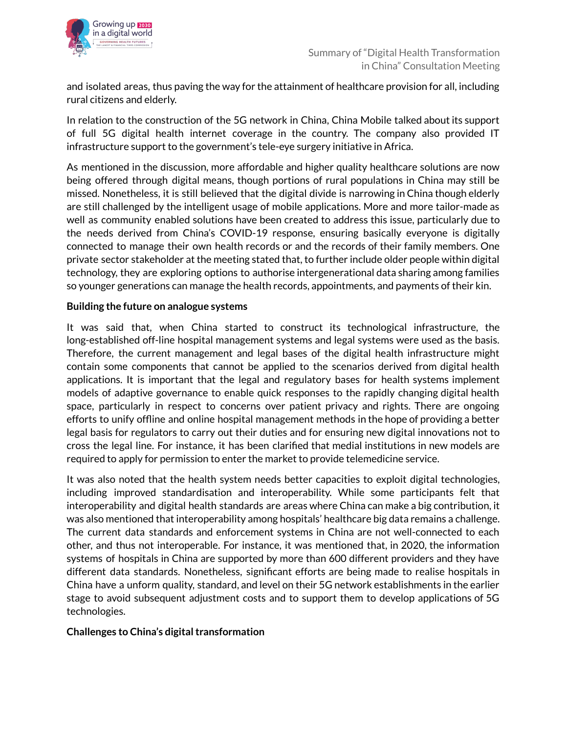and isolated areas, thus paving the way for the attainment of healthcare provision for all, including rural citizens and elderly.

In relation to the construction of the 5G network in China, China Mobile talked about its support of full 5G digital health internet coverage in the country. The company also provided IT infrastructure support to the government's tele-eye surgery initiative in Africa.

As mentioned in the discussion, more affordable and higher quality healthcare solutions are now being offered through digital means, though portions of rural populations in China may still be missed. Nonetheless, it is still believed that the digital divide is narrowing in China though elderly are still challenged by the intelligent usage of mobile applications. More and more tailor-made as well as community enabled solutions have been created to address this issue, particularly due to the needs derived from China's COVID-19 response, ensuring basically everyone is digitally connected to manage their own health records or and the records of their family members. One private sector stakeholder at the meeting stated that, to further include older people within digital technology, they are exploring options to authorise intergenerational data sharing among families so younger generations can manage the health records, appointments, and payments of their kin.

**Building the future on analogue systems**

It was said that, when China started to construct its technological infrastructure, the long-established off-line hospital management systems and legal systems were used as the basis. Therefore, the current management and legal bases of the digital health infrastructure might contain some components that cannot be applied to the scenarios derived from digital health applications. It is important that the legal and regulatory bases for health systems implement models of adaptive governance to enable quick responses to the rapidly changing digital health space, particularly in respect to concerns over patient privacy and rights. There are ongoing efforts to unify offline and online hospital management methods in the hope of providing a better legal basis for regulators to carry out their duties and for ensuring new digital innovations not to cross the legal line. For instance, it has been clarified that medial institutions in new models are required to apply for permission to enter the market to provide telemedicine service.

It was also noted that the health system needs better capacities to exploit digital technologies, including improved standardisation and interoperability. While some participants felt that interoperability and digital health standards are areas where China can make a big contribution, it was also mentioned that interoperability among hospitals' healthcare big data remains a challenge. The current data standards and enforcement systems in China are not well-connected to each other, and thus not interoperable. For instance, it was mentioned that, in 2020, the information systems of hospitals in China are supported by more than 600 different providers and they have different data standards. Nonetheless, significant efforts are being made to realise hospitals in China have a unform quality, standard, and level on their 5G network establishments in the earlier stage to avoid subsequent adjustment costs and to support them to develop applications of 5G technologies.

**Challenges to China's digital transformation**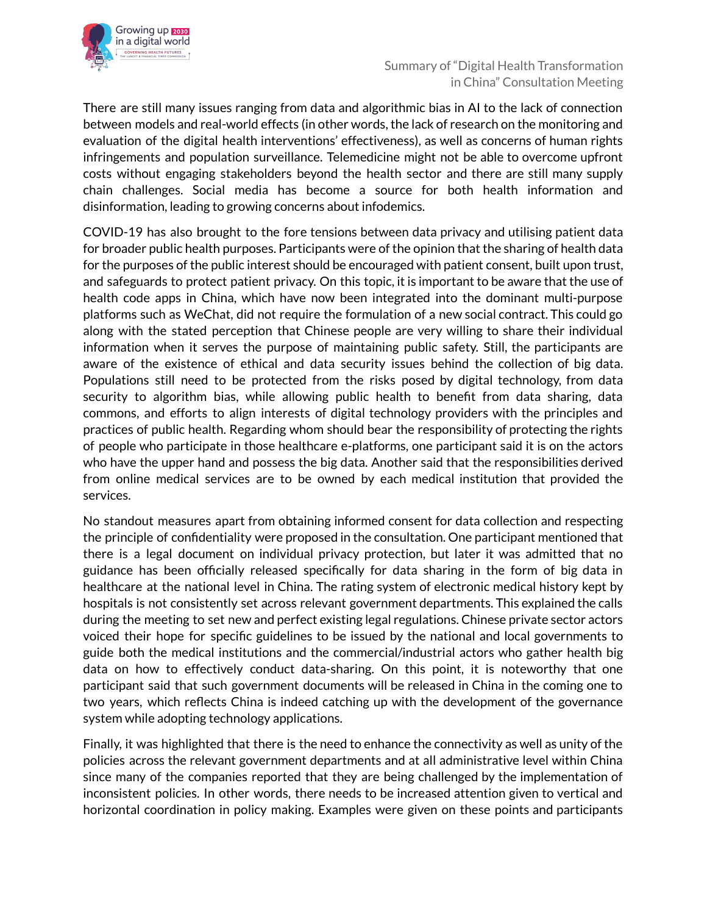There are still many issues ranging from data and algorithmic bias in AI to the lack of connection between models and real-world effects (in other words, the lack of research on the monitoring and evaluation of the digital health interventions' effectiveness), as well as concerns of human rights infringements and population surveillance. Telemedicine might not be able to overcome upfront costs without engaging stakeholders beyond the health sector and there are still many supply chain challenges. Social media has become a source for both health information and disinformation, leading to growing concerns about infodemics.

COVID-19 has also brought to the fore tensions between data privacy and utilising patient data for broader public health purposes. Participants were of the opinion that the sharing of health data for the purposes of the public interest should be encouraged with patient consent, built upon trust, and safeguards to protect patient privacy. On this topic, it is important to be aware that the use of health code apps in China, which have now been integrated into the dominant multi-purpose platforms such as WeChat, did not require the formulation of a new social contract. This could go along with the stated perception that Chinese people are very willing to share their individual information when it serves the purpose of maintaining public safety. Still, the participants are aware of the existence of ethical and data security issues behind the collection of big data. Populations still need to be protected from the risks posed by digital technology, from data security to algorithm bias, while allowing public health to benefit from data sharing, data commons, and efforts to align interests of digital technology providers with the principles and practices of public health. Regarding whom should bear the responsibility of protecting the rights of people who participate in those healthcare e-platforms, one participant said it is on the actors who have the upper hand and possess the big data. Another said that the responsibilities derived from online medical services are to be owned by each medical institution that provided the services.

No standout measures apart from obtaining informed consent for data collection and respecting the principle of confidentiality were proposed in the consultation. One participant mentioned that there is a legal document on individual privacy protection, but later it was admitted that no guidance has been officially released specifically for data sharing in the form of big data in healthcare at the national level in China. The rating system of electronic medical history kept by hospitals is not consistently set across relevant government departments. This explained the calls during the meeting to set new and perfect existing legal regulations. Chinese private sector actors voiced their hope for specific guidelines to be issued by the national and local governments to guide both the medical institutions and the commercial/industrial actors who gather health big data on how to effectively conduct data-sharing. On this point, it is noteworthy that one participant said that such government documents will be released in China in the coming one to two years, which reflects China is indeed catching up with the development of the governance system while adopting technology applications.

Finally, it was highlighted that there is the need to enhance the connectivity as well as unity of the policies across the relevant government departments and at all administrative level within China since many of the companies reported that they are being challenged by the implementation of inconsistent policies. In other words, there needs to be increased attention given to vertical and horizontal coordination in policy making. Examples were given on these points and participants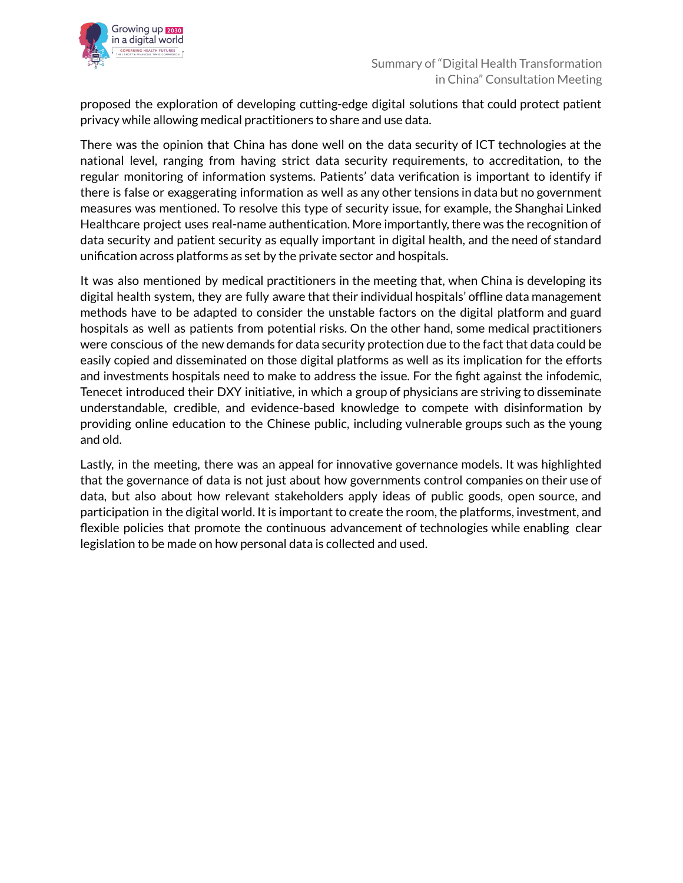proposed the exploration of developing cutting-edge digital solutions that could protect patient privacy while allowing medical practitioners to share and use data.

There was the opinion that China has done well on the data security of ICT technologies at the national level, ranging from having strict data security requirements, to accreditation, to the regular monitoring of information systems. Patients' data verification is important to identify if there is false or exaggerating information as well as any other tensions in data but no government measures was mentioned. To resolve this type of security issue, for example, the Shanghai Linked Healthcare project uses real-name authentication. More importantly, there was the recognition of data security and patient security as equally important in digital health, and the need of standard unification across platforms as set by the private sector and hospitals.

It was also mentioned by medical practitioners in the meeting that, when China is developing its digital health system, they are fully aware that their individual hospitals' offline data management methods have to be adapted to consider the unstable factors on the digital platform and guard hospitals as well as patients from potential risks. On the other hand, some medical practitioners were conscious of the new demands for data security protection due to the fact that data could be easily copied and disseminated on those digital platforms as well as its implication for the efforts and investments hospitals need to make to address the issue. For the fight against the infodemic, Tenecet introduced their DXY initiative, in which a group of physicians are striving to disseminate understandable, credible, and evidence-based knowledge to compete with disinformation by providing online education to the Chinese public, including vulnerable groups such as the young and old.

Lastly, in the meeting, there was an appeal for innovative governance models. It was highlighted that the governance of data is not just about how governments control companies on their use of data, but also about how relevant stakeholders apply ideas of public goods, open source, and participation in the digital world. It is important to create the room, the platforms, investment, and flexible policies that promote the continuous advancement of technologies while enabling clear legislation to be made on how personal data is collected and used.